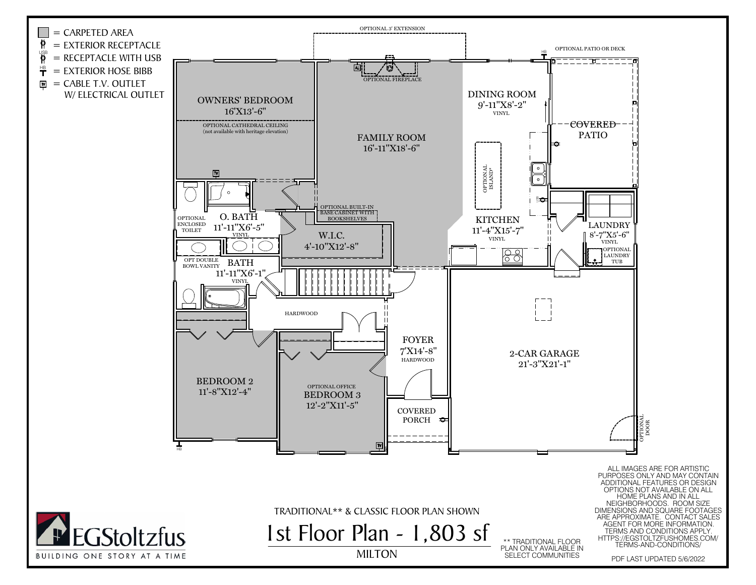- = CARPETED AREA
- = EXTERIOR RECEPTACLE
- USB = RECEPTACLE WITH USB
- HB = EXTERIOR HOSE BIBB
- TV = CABLE T.V. OUTLET W/ ELECTRICAL OUTLET

OPTIONAL 3' EXTENSION

OPTIONAL FIREPLACE

OPTIONAL PATIO OR DECK

OWNERS' BEDROOM
16'X13'-6"

OPTIONAL CATHEDRAL CEILING
(not available with heritage elevation)

FAMILY ROOM
16'-11"X18'-6"

DINING ROOM
9'-11"X8'-2"
VINYL

COVERED PATIO

OPTIONAL ISLAND*

OPTIONAL ENCLOSED TOILET

O. BATH
11'-11"X6'-5"
VINYL

OPTIONAL BUILT-IN BASE CABINET WITH BOOKSHELVES

W.I.C.
4'-10"X12'-8"

KITCHEN
11'-4"X15'-7"
VINYL

LAUNDRY
8'-7"X5'-6"
VINYL

OPTIONAL LAUNDRY TUB

OPT DOUBLE BOWL VANITY

BATH
11'-11"X6'-1"
VINYL

HARDWOOD

FOYER
7'X14'-8"
HARDWOOD

2-CAR GARAGE
21'-3"X21'-1"

BEDROOM 2
11'-8"X12'-4"

OPTIONAL OFFICE
BEDROOM 3
12'-2"X11'-5"

COVERED PORCH

OPTIONAL DOOR

ALL IMAGES ARE FOR ARTISTIC PURPOSES ONLY AND MAY CONTAIN ADDITIONAL FEATURES OR DESIGN OPTIONS NOT AVAILABLE ON ALL HOME PLANS AND IN ALL NEIGHBORHOODS. ROOM SIZE DIMENSIONS AND SQUARE FOOTAGES ARE APPROXIMATE. CONTACT SALES AGENT FOR MORE INFORMATION. TERMS AND CONDITIONS APPLY. HTTPS://EGSTOLTZFUSHOMES.COM/TERMS-AND-CONDITIONS/

EGStoltzfus
BUILDING ONE STORY AT A TIME

TRADITIONAL** & CLASSIC FLOOR PLAN SHOWN

# 1st Floor Plan - 1,803 sf

MILTON

** TRADITIONAL FLOOR PLAN ONLY AVAILABLE IN SELECT COMMUNITIES

PDF LAST UPDATED 5/6/2022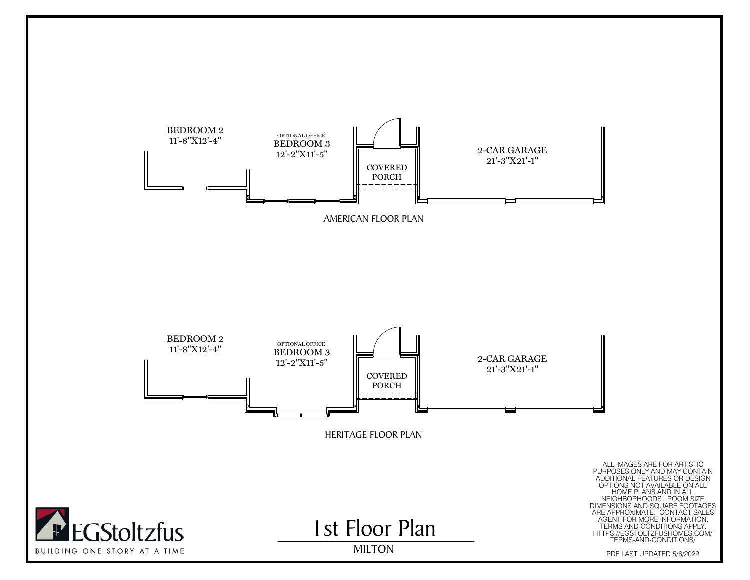BEDROOM 2
11'-8"X12'-4"

OPTIONAL OFFICE
BEDROOM 3
12'-2"X11'-5"

COVERED
PORCH

2-CAR GARAGE
21'-3"X21'-1"

AMERICAN FLOOR PLAN

BEDROOM 2
11'-8"X12'-4"

OPTIONAL OFFICE
BEDROOM 3
12'-2"X11'-5"

COVERED
PORCH

2-CAR GARAGE
21'-3"X21'-1"

HERITAGE FLOOR PLAN

ALL IMAGES ARE FOR ARTISTIC PURPOSES ONLY AND MAY CONTAIN ADDITIONAL FEATURES OR DESIGN OPTIONS NOT AVAILABLE ON ALL HOME PLANS AND IN ALL NEIGHBORHOODS. ROOM SIZE DIMENSIONS AND SQUARE FOOTAGES ARE APPROXIMATE. CONTACT SALES AGENT FOR MORE INFORMATION. TERMS AND CONDITIONS APPLY. HTTPS://EGSTOLTZFUSHOMES.COM/TERMS-AND-CONDITIONS/

EGStoltzfus
BUILDING ONE STORY AT A TIME

# 1st Floor Plan

MILTON

PDF LAST UPDATED 5/6/2022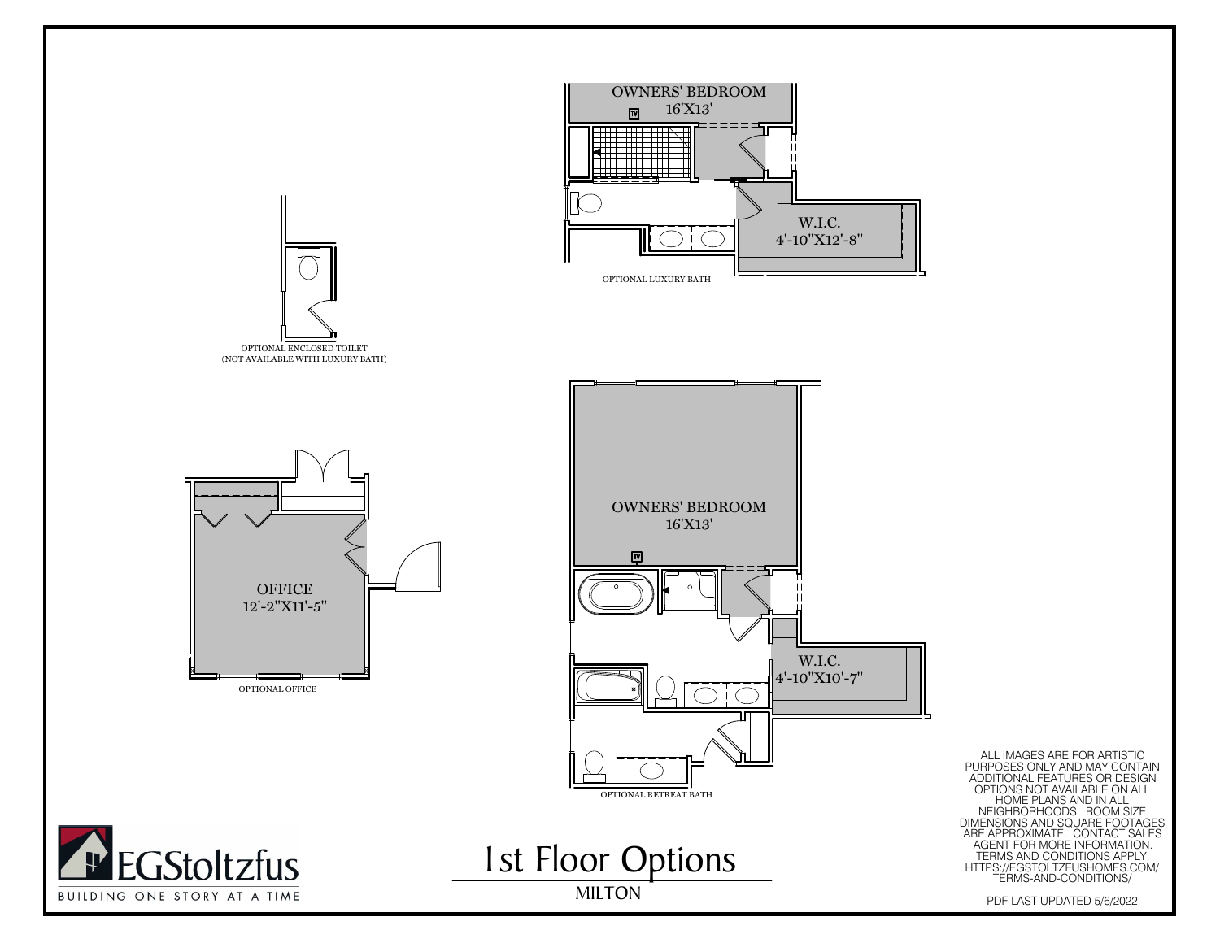# 1st Floor Options

MILTON

OWNERS' BEDROOM
16'X13'

TV

W.I.C.
4'-10"X12'-8"

OPTIONAL LUXURY BATH

OPTIONAL ENCLOSED TOILET
(NOT AVAILABLE WITH LUXURY BATH)

OFFICE
12'-2"X11'-5"

OPTIONAL OFFICE

OWNERS' BEDROOM
16'X13'

TV

W.I.C.
4'-10"X10'-7"

OPTIONAL RETREAT BATH

ALL IMAGES ARE FOR ARTISTIC PURPOSES ONLY AND MAY CONTAIN ADDITIONAL FEATURES OR DESIGN OPTIONS NOT AVAILABLE ON ALL HOME PLANS AND IN ALL NEIGHBORHOODS. ROOM SIZE DIMENSIONS AND SQUARE FOOTAGES ARE APPROXIMATE. CONTACT SALES AGENT FOR MORE INFORMATION. TERMS AND CONDITIONS APPLY. HTTPS://EGSTOLTZFUSHOMES.COM/TERMS-AND-CONDITIONS/

PDF LAST UPDATED 5/6/2022

EGStoltzfus
BUILDING ONE STORY AT A TIME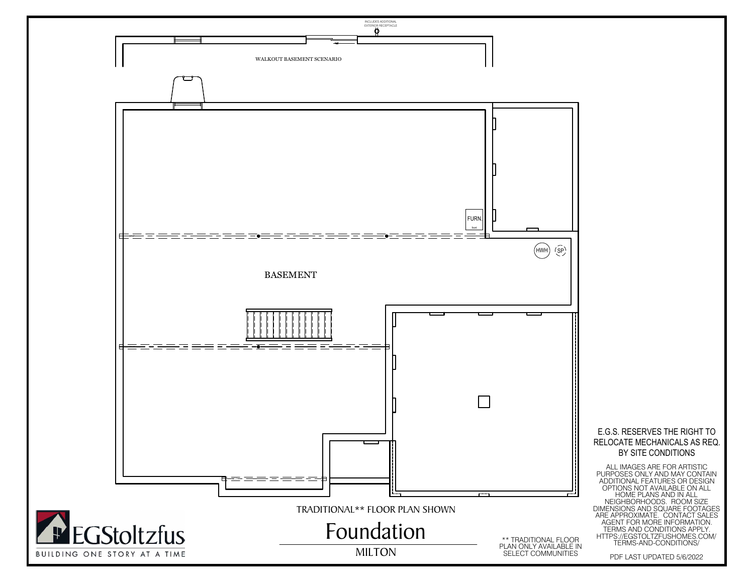INCLUDES ADDITIONAL EXTERIOR RECEPTACLE

WALKOUT BASEMENT SCENARIO

FURN.

front

HWH

SP

BASEMENT

TRADITIONAL** FLOOR PLAN SHOWN

# Foundation

MILTON

** TRADITIONAL FLOOR PLAN ONLY AVAILABLE IN SELECT COMMUNITIES

E.G.S. RESERVES THE RIGHT TO RELOCATE MECHANICALS AS REQ. BY SITE CONDITIONS

ALL IMAGES ARE FOR ARTISTIC PURPOSES ONLY AND MAY CONTAIN ADDITIONAL FEATURES OR DESIGN OPTIONS NOT AVAILABLE ON ALL HOME PLANS AND IN ALL NEIGHBORHOODS. ROOM SIZE DIMENSIONS AND SQUARE FOOTAGES ARE APPROXIMATE. CONTACT SALES AGENT FOR MORE INFORMATION. TERMS AND CONDITIONS APPLY. HTTPS://EGSTOLTZFUSHOMES.COM/TERMS-AND-CONDITIONS/

PDF LAST UPDATED 5/6/2022

EGStoltzfus

BUILDING ONE STORY AT A TIME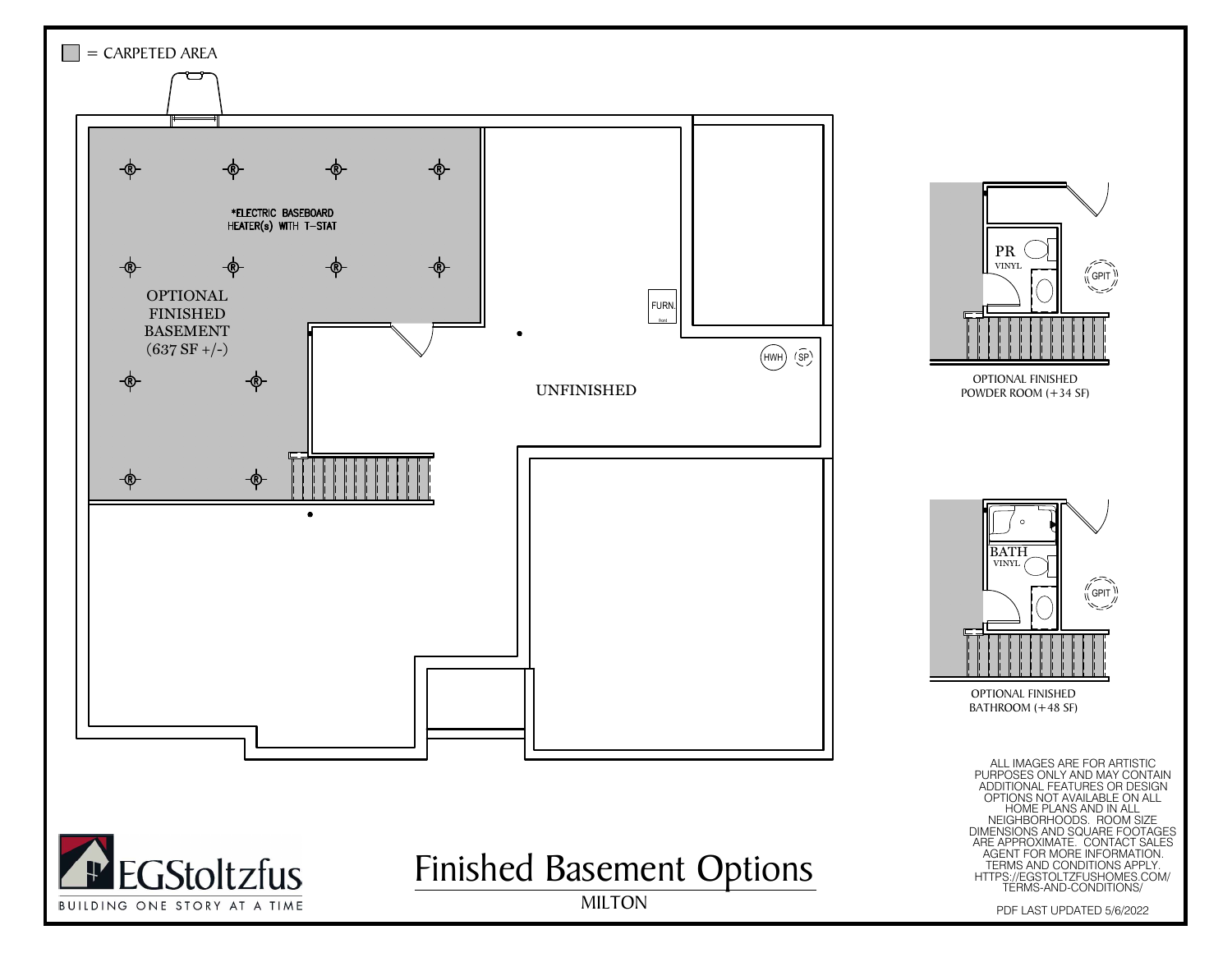= CARPETED AREA

*ELECTRIC BASEBOARD HEATER(s) WITH T-STAT

OPTIONAL FINISHED BASEMENT (637 SF +/-)

FURN.

UNFINISHED

HWH

SP

PR VINYL

GPIT

OPTIONAL FINISHED POWDER ROOM (+34 SF)

BATH VINYL

GPIT

OPTIONAL FINISHED BATHROOM (+48 SF)

ALL IMAGES ARE FOR ARTISTIC PURPOSES ONLY AND MAY CONTAIN ADDITIONAL FEATURES OR DESIGN OPTIONS NOT AVAILABLE ON ALL HOME PLANS AND IN ALL NEIGHBORHOODS. ROOM SIZE DIMENSIONS AND SQUARE FOOTAGES ARE APPROXIMATE. CONTACT SALES AGENT FOR MORE INFORMATION. TERMS AND CONDITIONS APPLY. HTTPS://EGSTOLTZFUSHOMES.COM/TERMS-AND-CONDITIONS/

EGStoltzfus

BUILDING ONE STORY AT A TIME

# Finished Basement Options

MILTON

PDF LAST UPDATED 5/6/2022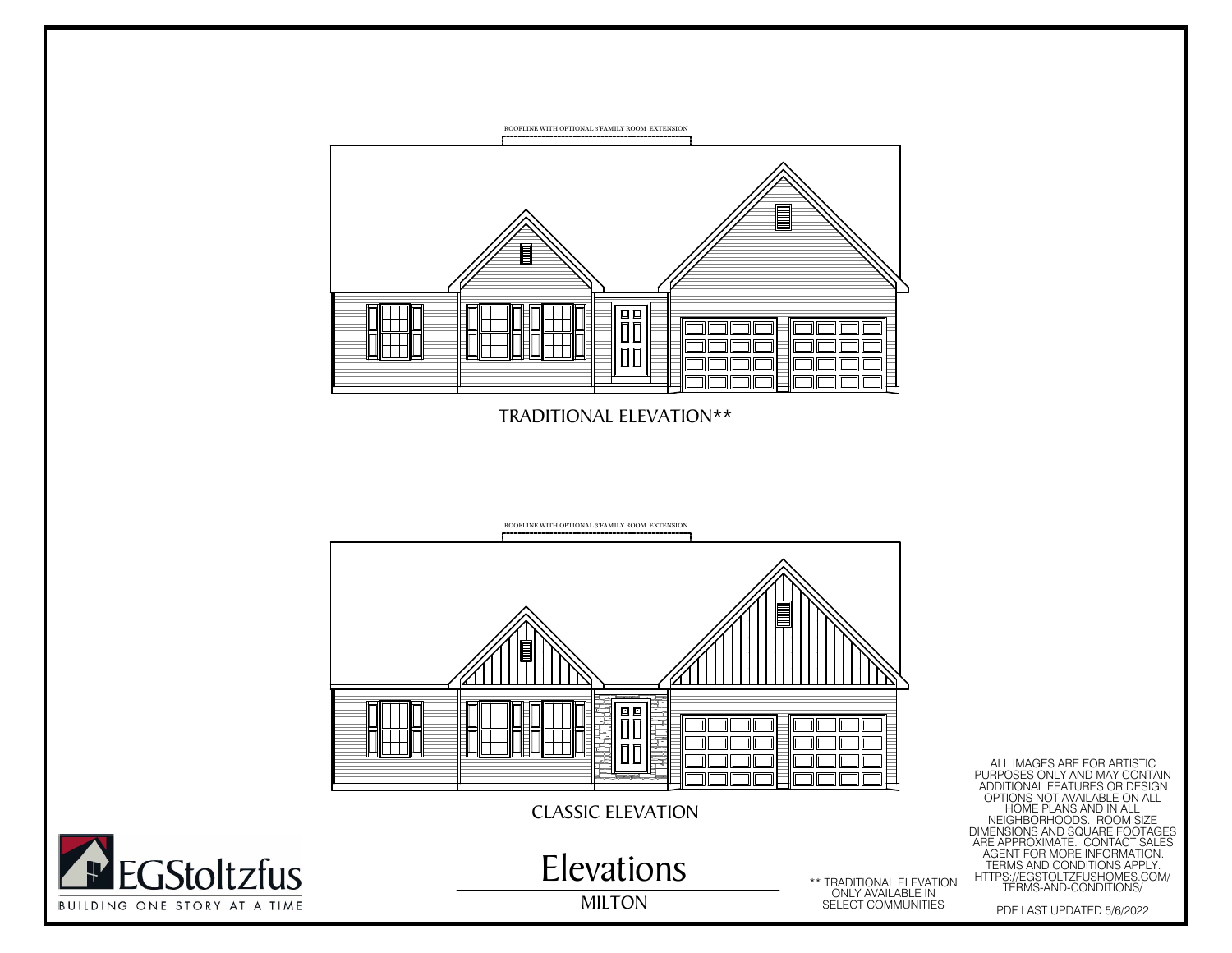ROOFLINE WITH OPTIONAL 3'FAMILY ROOM EXTENSION

TRADITIONAL ELEVATION**

ROOFLINE WITH OPTIONAL 3'FAMILY ROOM EXTENSION

CLASSIC ELEVATION

EGStoltzfus

BUILDING ONE STORY AT A TIME

# Elevations

## MILTON

** TRADITIONAL ELEVATION ONLY AVAILABLE IN SELECT COMMUNITIES

ALL IMAGES ARE FOR ARTISTIC PURPOSES ONLY AND MAY CONTAIN ADDITIONAL FEATURES OR DESIGN OPTIONS NOT AVAILABLE ON ALL HOME PLANS AND IN ALL NEIGHBORHOODS. ROOM SIZE DIMENSIONS AND SQUARE FOOTAGES ARE APPROXIMATE. CONTACT SALES AGENT FOR MORE INFORMATION. TERMS AND CONDITIONS APPLY. HTTPS://EGSTOLTZFUSHOMES.COM/TERMS-AND-CONDITIONS/

PDF LAST UPDATED 5/6/2022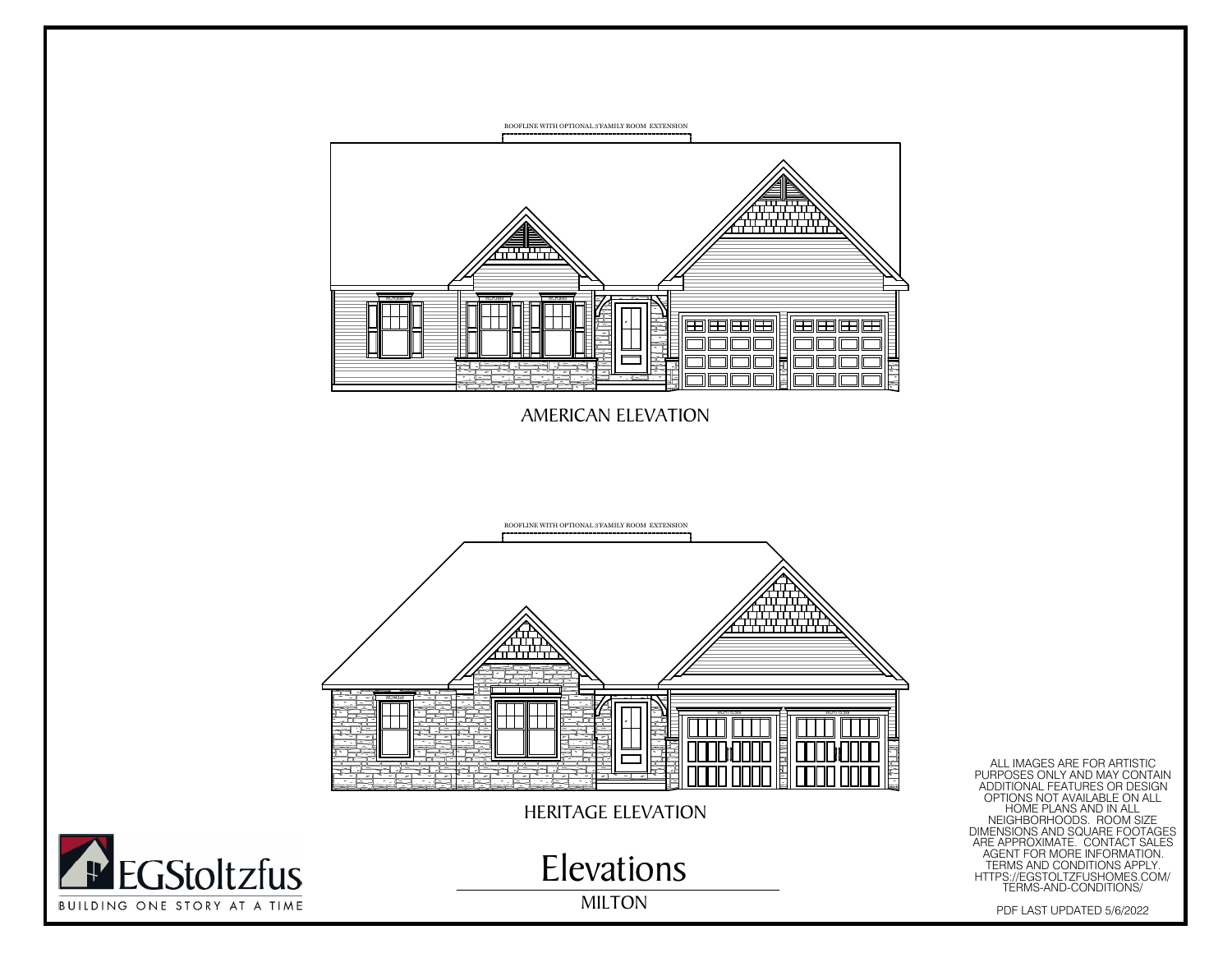ROOFLINE WITH OPTIONAL 3'FAMILY ROOM EXTENSION

AMERICAN ELEVATION

ROOFLINE WITH OPTIONAL 3'FAMILY ROOM EXTENSION

HERITAGE ELEVATION

EGStoltzfus

BUILDING ONE STORY AT A TIME

# Elevations

MILTON

ALL IMAGES ARE FOR ARTISTIC PURPOSES ONLY AND MAY CONTAIN ADDITIONAL FEATURES OR DESIGN OPTIONS NOT AVAILABLE ON ALL HOME PLANS AND IN ALL NEIGHBORHOODS. ROOM SIZE DIMENSIONS AND SQUARE FOOTAGES ARE APPROXIMATE. CONTACT SALES AGENT FOR MORE INFORMATION. TERMS AND CONDITIONS APPLY. HTTPS://EGSTOLTZFUSHOMES.COM/TERMS-AND-CONDITIONS/

PDF LAST UPDATED 5/6/2022